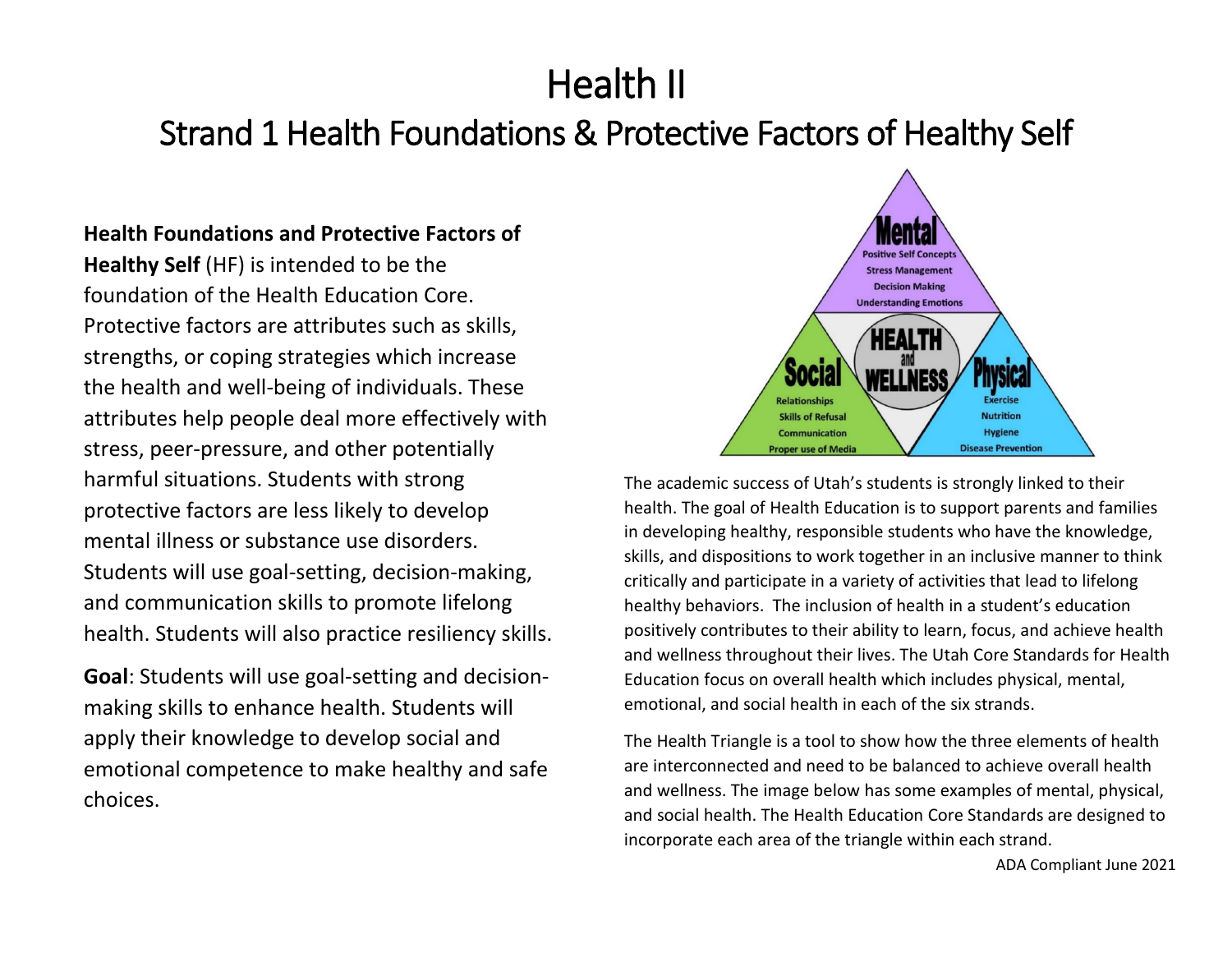# Health II

## Strand 1 Health Foundations & Protective Factors of Healthy Self

**Health Foundations and Protective Factors of Healthy Self** (HF) is intended to be the foundation of the Health Education Core. Protective factors are attributes such as skills, strengths, or coping strategies which increase the health and well-being of individuals. These attributes help people deal more effectively with stress, peer-pressure, and other potentially harmful situations. Students with strong protective factors are less likely to develop mental illness or substance use disorders. Students will use goal-setting, decision-making, and communication skills to promote lifelong health. Students will also practice resiliency skills.

**Goal**: Students will use goal-setting and decision-making skills to enhance health. Students will apply their knowledge to develop social and emotional competence to make healthy and safe choices.

**Mental**
- Positive Self Concepts
- Stress Management
- Decision Making
- Understanding Emotions

**HEALTH and WELLNESS**

**Social**
- Relationships
- Skills of Refusal
- Communication
- Proper use of Media

**Physical**
- Exercise
- Nutrition
- Hygiene
- Disease Prevention

The academic success of Utah's students is strongly linked to their health. The goal of Health Education is to support parents and families in developing healthy, responsible students who have the knowledge, skills, and dispositions to work together in an inclusive manner to think critically and participate in a variety of activities that lead to lifelong healthy behaviors. The inclusion of health in a student's education positively contributes to their ability to learn, focus, and achieve health and wellness throughout their lives. The Utah Core Standards for Health Education focus on overall health which includes physical, mental, emotional, and social health in each of the six strands.

The Health Triangle is a tool to show how the three elements of health are interconnected and need to be balanced to achieve overall health and wellness. The image below has some examples of mental, physical, and social health. The Health Education Core Standards are designed to incorporate each area of the triangle within each strand.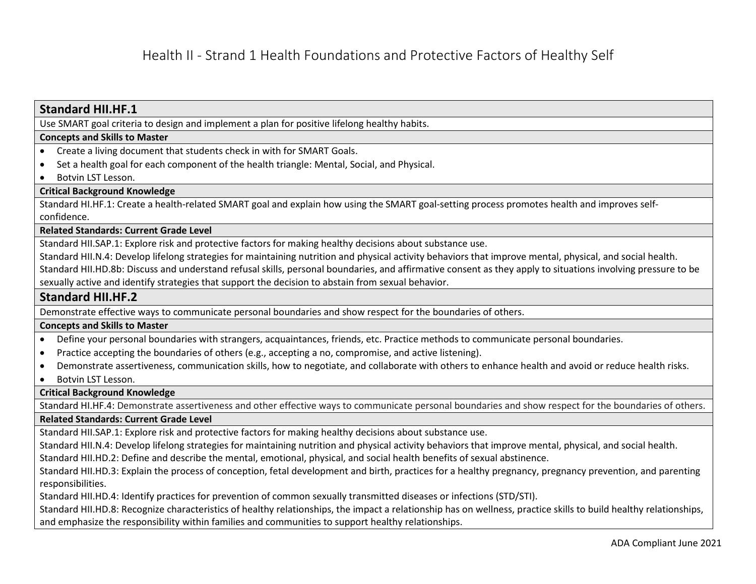# Health II - Strand 1 Health Foundations and Protective Factors of Healthy Self

## Standard HII.HF.1

Use SMART goal criteria to design and implement a plan for positive lifelong healthy habits.

**Concepts and Skills to Master**

- Create a living document that students check in with for SMART Goals.
- Set a health goal for each component of the health triangle: Mental, Social, and Physical.
- Botvin LST Lesson.

**Critical Background Knowledge**

Standard HI.HF.1: Create a health-related SMART goal and explain how using the SMART goal-setting process promotes health and improves self-confidence.

**Related Standards: Current Grade Level**

Standard HII.SAP.1: Explore risk and protective factors for making healthy decisions about substance use.
Standard HII.N.4: Develop lifelong strategies for maintaining nutrition and physical activity behaviors that improve mental, physical, and social health.
Standard HII.HD.8b: Discuss and understand refusal skills, personal boundaries, and affirmative consent as they apply to situations involving pressure to be sexually active and identify strategies that support the decision to abstain from sexual behavior.

## Standard HII.HF.2

Demonstrate effective ways to communicate personal boundaries and show respect for the boundaries of others.

**Concepts and Skills to Master**

- Define your personal boundaries with strangers, acquaintances, friends, etc. Practice methods to communicate personal boundaries.
- Practice accepting the boundaries of others (e.g., accepting a no, compromise, and active listening).
- Demonstrate assertiveness, communication skills, how to negotiate, and collaborate with others to enhance health and avoid or reduce health risks.
- Botvin LST Lesson.

**Critical Background Knowledge**

Standard HI.HF.4: Demonstrate assertiveness and other effective ways to communicate personal boundaries and show respect for the boundaries of others.

**Related Standards: Current Grade Level**

Standard HII.SAP.1: Explore risk and protective factors for making healthy decisions about substance use.
Standard HII.N.4: Develop lifelong strategies for maintaining nutrition and physical activity behaviors that improve mental, physical, and social health.
Standard HII.HD.2: Define and describe the mental, emotional, physical, and social health benefits of sexual abstinence.
Standard HII.HD.3: Explain the process of conception, fetal development and birth, practices for a healthy pregnancy, pregnancy prevention, and parenting responsibilities.
Standard HII.HD.4: Identify practices for prevention of common sexually transmitted diseases or infections (STD/STI).
Standard HII.HD.8: Recognize characteristics of healthy relationships, the impact a relationship has on wellness, practice skills to build healthy relationships, and emphasize the responsibility within families and communities to support healthy relationships.

ADA Compliant June 2021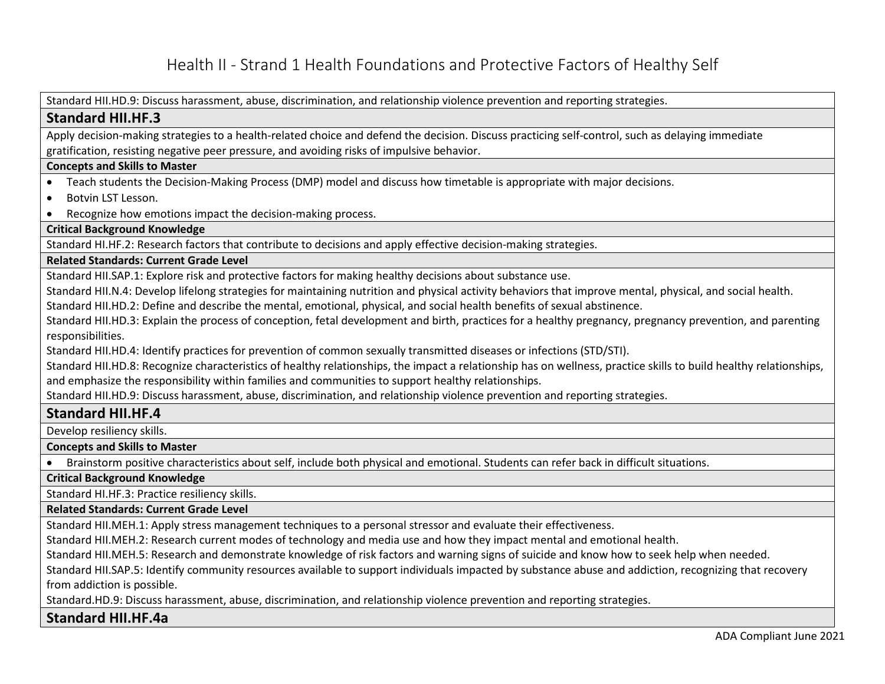# Health II - Strand 1 Health Foundations and Protective Factors of Healthy Self

Standard HII.HD.9: Discuss harassment, abuse, discrimination, and relationship violence prevention and reporting strategies.

## Standard HII.HF.3

Apply decision-making strategies to a health-related choice and defend the decision. Discuss practicing self-control, such as delaying immediate gratification, resisting negative peer pressure, and avoiding risks of impulsive behavior.

**Concepts and Skills to Master**

- Teach students the Decision-Making Process (DMP) model and discuss how timetable is appropriate with major decisions.
- Botvin LST Lesson.
- Recognize how emotions impact the decision-making process.

**Critical Background Knowledge**

Standard HI.HF.2: Research factors that contribute to decisions and apply effective decision-making strategies.

**Related Standards: Current Grade Level**

Standard HII.SAP.1: Explore risk and protective factors for making healthy decisions about substance use.
Standard HII.N.4: Develop lifelong strategies for maintaining nutrition and physical activity behaviors that improve mental, physical, and social health.
Standard HII.HD.2: Define and describe the mental, emotional, physical, and social health benefits of sexual abstinence.
Standard HII.HD.3: Explain the process of conception, fetal development and birth, practices for a healthy pregnancy, pregnancy prevention, and parenting responsibilities.
Standard HII.HD.4: Identify practices for prevention of common sexually transmitted diseases or infections (STD/STI).
Standard HII.HD.8: Recognize characteristics of healthy relationships, the impact a relationship has on wellness, practice skills to build healthy relationships, and emphasize the responsibility within families and communities to support healthy relationships.
Standard HII.HD.9: Discuss harassment, abuse, discrimination, and relationship violence prevention and reporting strategies.

## Standard HII.HF.4

Develop resiliency skills.

**Concepts and Skills to Master**

- Brainstorm positive characteristics about self, include both physical and emotional. Students can refer back in difficult situations.

**Critical Background Knowledge**

Standard HI.HF.3: Practice resiliency skills.

**Related Standards: Current Grade Level**

Standard HII.MEH.1: Apply stress management techniques to a personal stressor and evaluate their effectiveness.
Standard HII.MEH.2: Research current modes of technology and media use and how they impact mental and emotional health.
Standard HII.MEH.5: Research and demonstrate knowledge of risk factors and warning signs of suicide and know how to seek help when needed.
Standard HII.SAP.5: Identify community resources available to support individuals impacted by substance abuse and addiction, recognizing that recovery from addiction is possible.
Standard.HD.9: Discuss harassment, abuse, discrimination, and relationship violence prevention and reporting strategies.

## Standard HII.HF.4a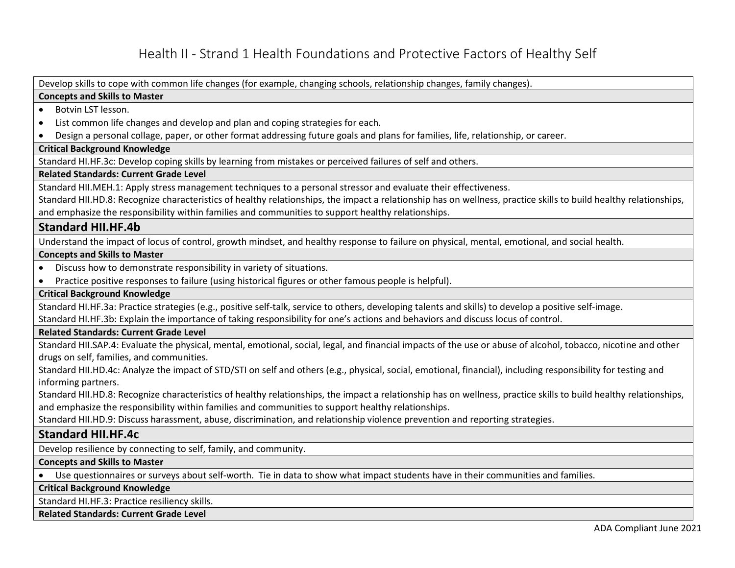# Health II - Strand 1 Health Foundations and Protective Factors of Healthy Self

Develop skills to cope with common life changes (for example, changing schools, relationship changes, family changes).

**Concepts and Skills to Master**

- Botvin LST lesson.
- List common life changes and develop and plan and coping strategies for each.
- Design a personal collage, paper, or other format addressing future goals and plans for families, life, relationship, or career.

**Critical Background Knowledge**

Standard HI.HF.3c: Develop coping skills by learning from mistakes or perceived failures of self and others.

**Related Standards: Current Grade Level**

Standard HII.MEH.1: Apply stress management techniques to a personal stressor and evaluate their effectiveness.

Standard HII.HD.8: Recognize characteristics of healthy relationships, the impact a relationship has on wellness, practice skills to build healthy relationships, and emphasize the responsibility within families and communities to support healthy relationships.

## Standard HII.HF.4b

Understand the impact of locus of control, growth mindset, and healthy response to failure on physical, mental, emotional, and social health.

**Concepts and Skills to Master**

- Discuss how to demonstrate responsibility in variety of situations.
- Practice positive responses to failure (using historical figures or other famous people is helpful).

**Critical Background Knowledge**

Standard HI.HF.3a: Practice strategies (e.g., positive self-talk, service to others, developing talents and skills) to develop a positive self-image.

Standard HI.HF.3b: Explain the importance of taking responsibility for one's actions and behaviors and discuss locus of control.

**Related Standards: Current Grade Level**

Standard HII.SAP.4: Evaluate the physical, mental, emotional, social, legal, and financial impacts of the use or abuse of alcohol, tobacco, nicotine and other drugs on self, families, and communities.

Standard HII.HD.4c: Analyze the impact of STD/STI on self and others (e.g., physical, social, emotional, financial), including responsibility for testing and informing partners.

Standard HII.HD.8: Recognize characteristics of healthy relationships, the impact a relationship has on wellness, practice skills to build healthy relationships, and emphasize the responsibility within families and communities to support healthy relationships.

Standard HII.HD.9: Discuss harassment, abuse, discrimination, and relationship violence prevention and reporting strategies.

## Standard HII.HF.4c

Develop resilience by connecting to self, family, and community.

**Concepts and Skills to Master**

- Use questionnaires or surveys about self-worth. Tie in data to show what impact students have in their communities and families.

**Critical Background Knowledge**

Standard HI.HF.3: Practice resiliency skills.

**Related Standards: Current Grade Level**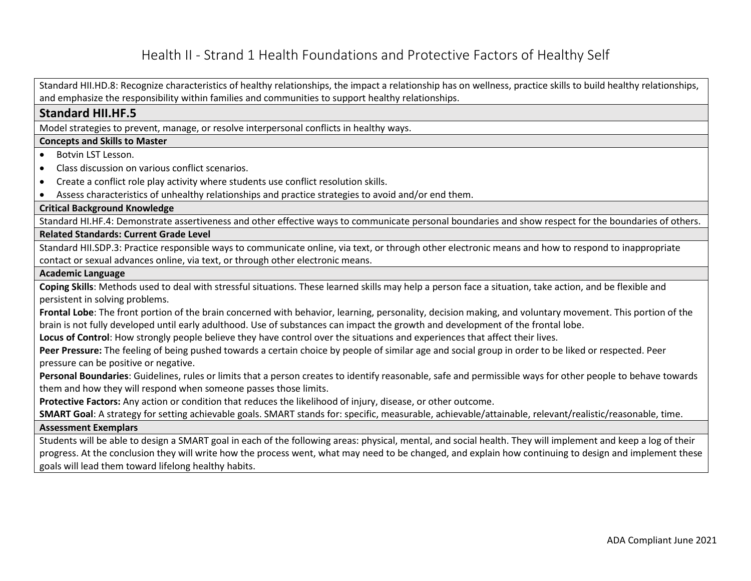# Health II - Strand 1 Health Foundations and Protective Factors of Healthy Self

Standard HII.HD.8: Recognize characteristics of healthy relationships, the impact a relationship has on wellness, practice skills to build healthy relationships, and emphasize the responsibility within families and communities to support healthy relationships.

## Standard HII.HF.5

Model strategies to prevent, manage, or resolve interpersonal conflicts in healthy ways.

**Concepts and Skills to Master**

- Botvin LST Lesson.
- Class discussion on various conflict scenarios.
- Create a conflict role play activity where students use conflict resolution skills.
- Assess characteristics of unhealthy relationships and practice strategies to avoid and/or end them.

**Critical Background Knowledge**

Standard HI.HF.4: Demonstrate assertiveness and other effective ways to communicate personal boundaries and show respect for the boundaries of others.

**Related Standards: Current Grade Level**

Standard HII.SDP.3: Practice responsible ways to communicate online, via text, or through other electronic means and how to respond to inappropriate contact or sexual advances online, via text, or through other electronic means.

**Academic Language**

**Coping Skills**: Methods used to deal with stressful situations. These learned skills may help a person face a situation, take action, and be flexible and persistent in solving problems.

**Frontal Lobe**: The front portion of the brain concerned with behavior, learning, personality, decision making, and voluntary movement. This portion of the brain is not fully developed until early adulthood. Use of substances can impact the growth and development of the frontal lobe.

**Locus of Control**: How strongly people believe they have control over the situations and experiences that affect their lives.

**Peer Pressure:** The feeling of being pushed towards a certain choice by people of similar age and social group in order to be liked or respected. Peer pressure can be positive or negative.

**Personal Boundaries**: Guidelines, rules or limits that a person creates to identify reasonable, safe and permissible ways for other people to behave towards them and how they will respond when someone passes those limits.

**Protective Factors:** Any action or condition that reduces the likelihood of injury, disease, or other outcome.

**SMART Goal**: A strategy for setting achievable goals. SMART stands for: specific, measurable, achievable/attainable, relevant/realistic/reasonable, time.

**Assessment Exemplars**

Students will be able to design a SMART goal in each of the following areas: physical, mental, and social health. They will implement and keep a log of their progress. At the conclusion they will write how the process went, what may need to be changed, and explain how continuing to design and implement these goals will lead them toward lifelong healthy habits.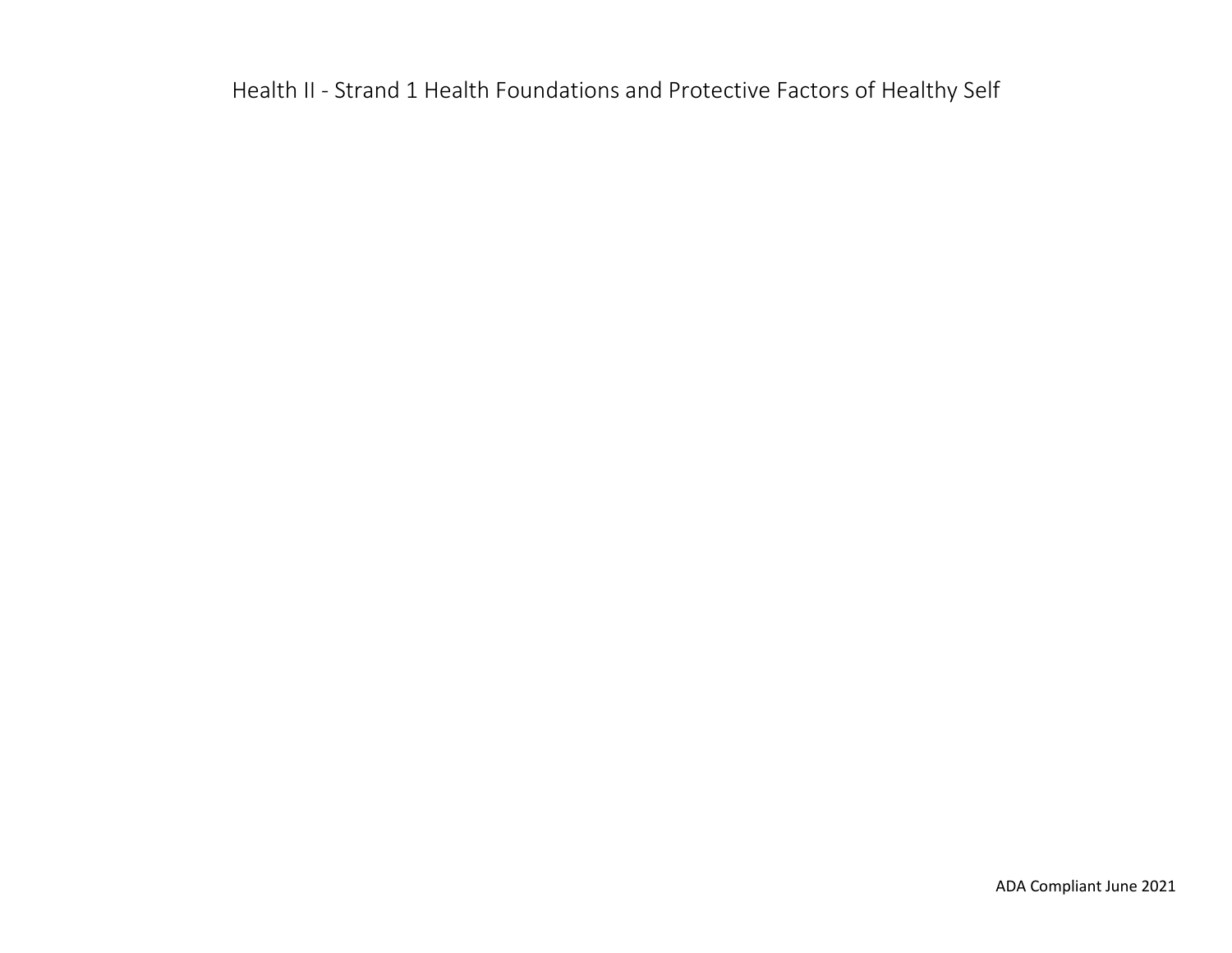Health II - Strand 1 Health Foundations and Protective Factors of Healthy Self

ADA Compliant June 2021